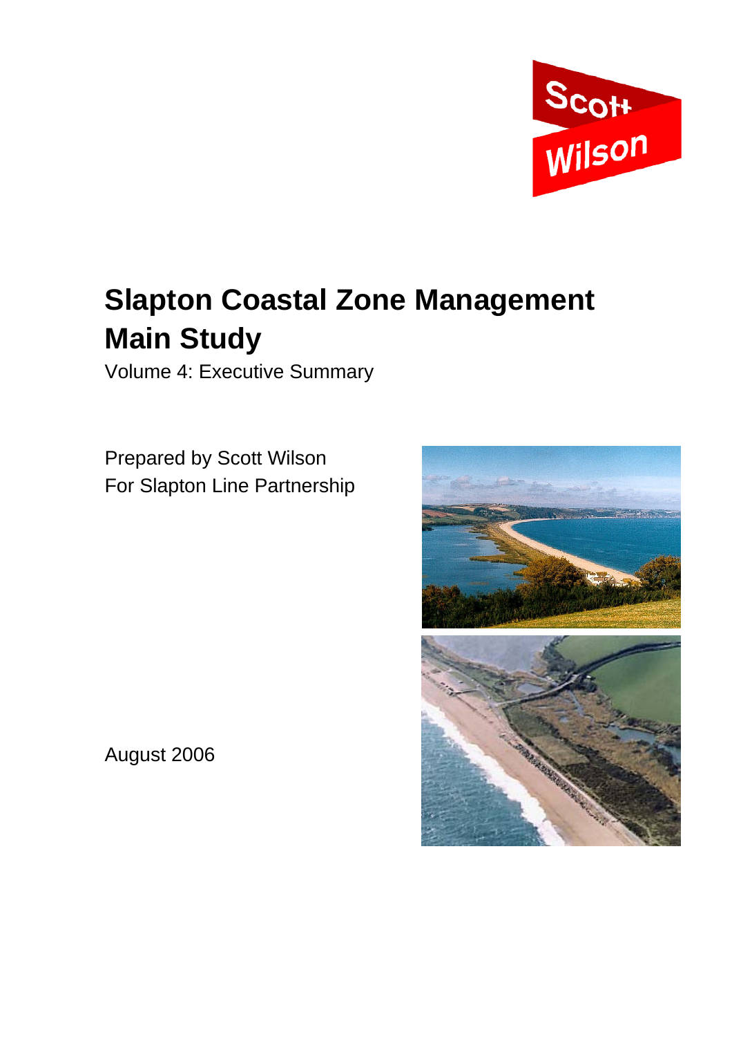Scott Wilson

# Slapton Coastal Zone Management Main Study

Volume 4: Executive Summary

Prepared by Scott Wilson
For Slapton Line Partnership

August 2006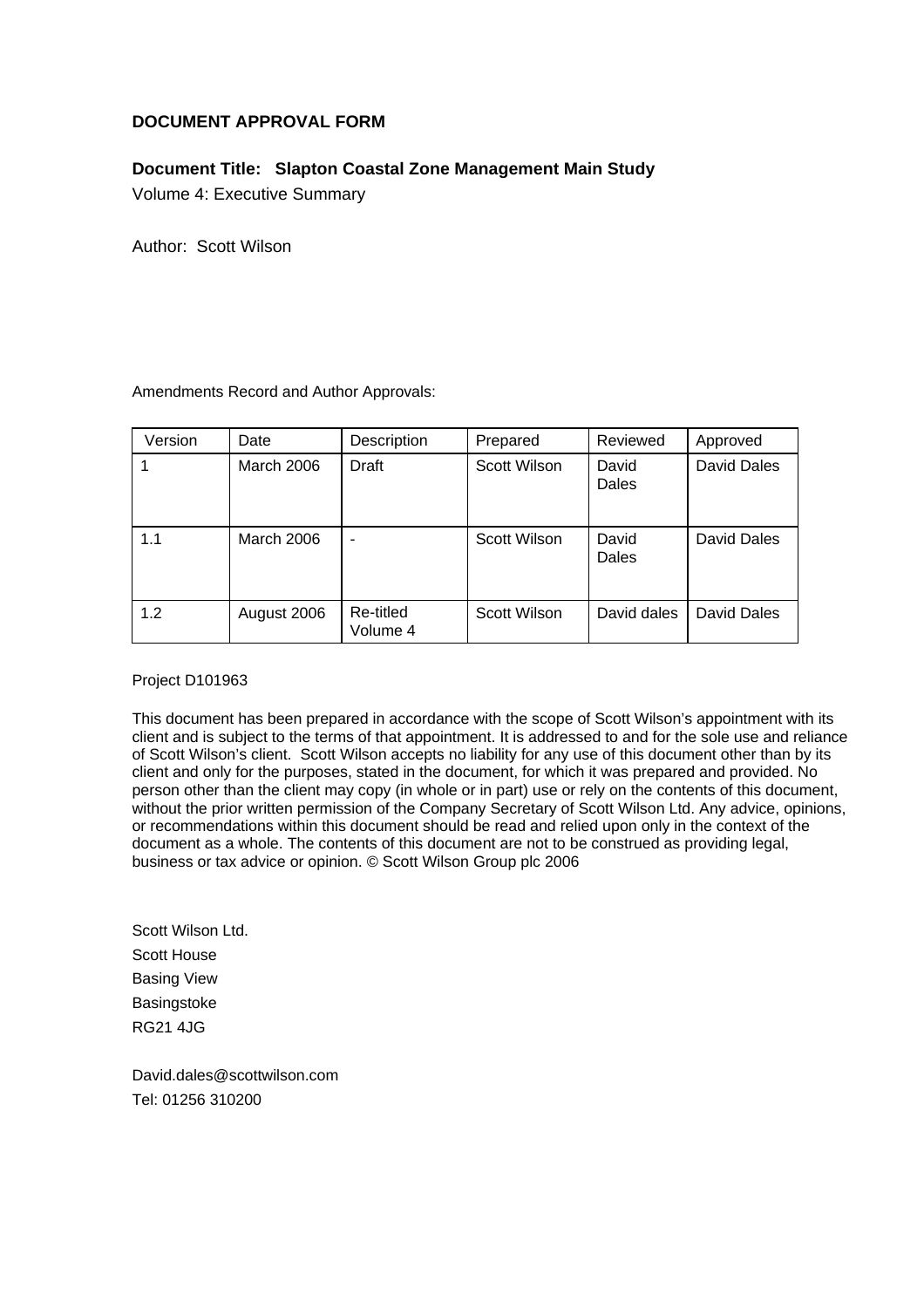**DOCUMENT APPROVAL FORM**

**Document Title: Slapton Coastal Zone Management Main Study**

Volume 4: Executive Summary

Author: Scott Wilson

Amendments Record and Author Approvals:

| Version | Date | Description | Prepared | Reviewed | Approved |
|---|---|---|---|---|---|
| 1 | March 2006 | Draft | Scott Wilson | David Dales | David Dales |
| 1.1 | March 2006 | - | Scott Wilson | David Dales | David Dales |
| 1.2 | August 2006 | Re-titled Volume 4 | Scott Wilson | David dales | David Dales |

Project D101963

This document has been prepared in accordance with the scope of Scott Wilson's appointment with its client and is subject to the terms of that appointment. It is addressed to and for the sole use and reliance of Scott Wilson's client. Scott Wilson accepts no liability for any use of this document other than by its client and only for the purposes, stated in the document, for which it was prepared and provided. No person other than the client may copy (in whole or in part) use or rely on the contents of this document, without the prior written permission of the Company Secretary of Scott Wilson Ltd. Any advice, opinions, or recommendations within this document should be read and relied upon only in the context of the document as a whole. The contents of this document are not to be construed as providing legal, business or tax advice or opinion. © Scott Wilson Group plc 2006

Scott Wilson Ltd.
Scott House
Basing View
Basingstoke
RG21 4JG

David.dales@scottwilson.com
Tel: 01256 310200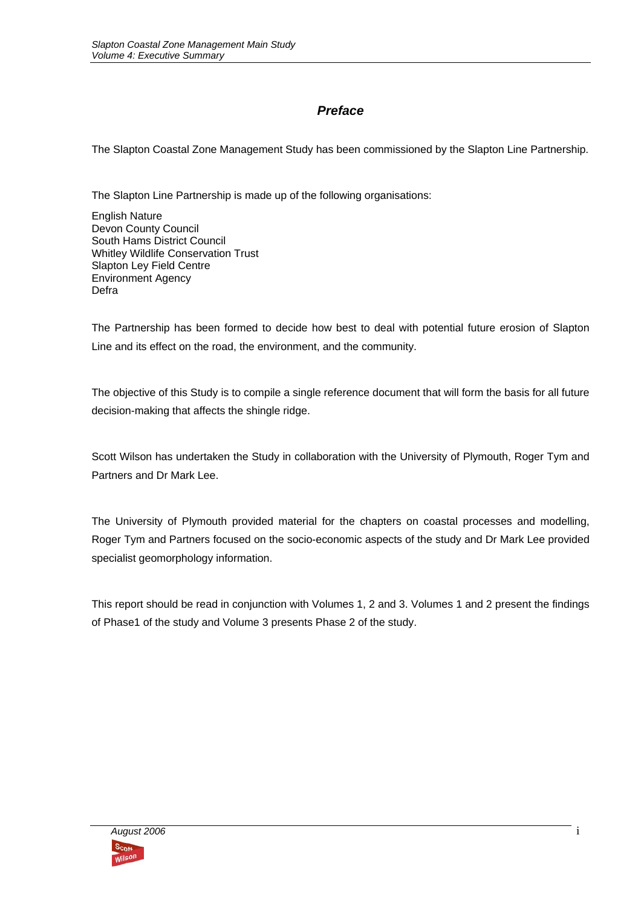# *Preface*

The Slapton Coastal Zone Management Study has been commissioned by the Slapton Line Partnership.

The Slapton Line Partnership is made up of the following organisations:

English Nature
Devon County Council
South Hams District Council
Whitley Wildlife Conservation Trust
Slapton Ley Field Centre
Environment Agency
Defra

The Partnership has been formed to decide how best to deal with potential future erosion of Slapton Line and its effect on the road, the environment, and the community.

The objective of this Study is to compile a single reference document that will form the basis for all future decision-making that affects the shingle ridge.

Scott Wilson has undertaken the Study in collaboration with the University of Plymouth, Roger Tym and Partners and Dr Mark Lee.

The University of Plymouth provided material for the chapters on coastal processes and modelling, Roger Tym and Partners focused on the socio-economic aspects of the study and Dr Mark Lee provided specialist geomorphology information.

This report should be read in conjunction with Volumes 1, 2 and 3. Volumes 1 and 2 present the findings of Phase1 of the study and Volume 3 presents Phase 2 of the study.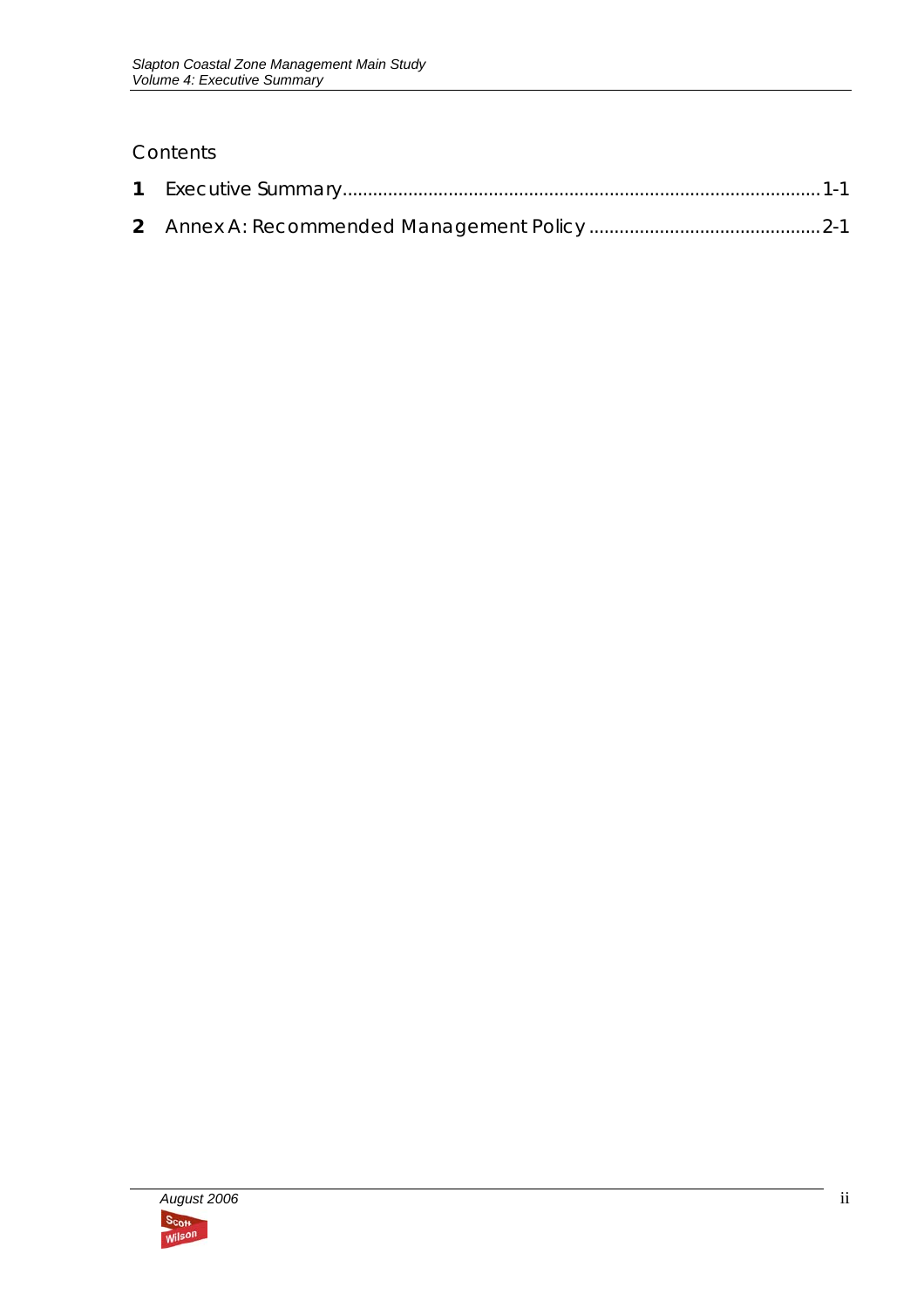## Contents

**1** Executive Summary.............................................................................................1-1

**2** Annex A: Recommended Management Policy .............................................2-1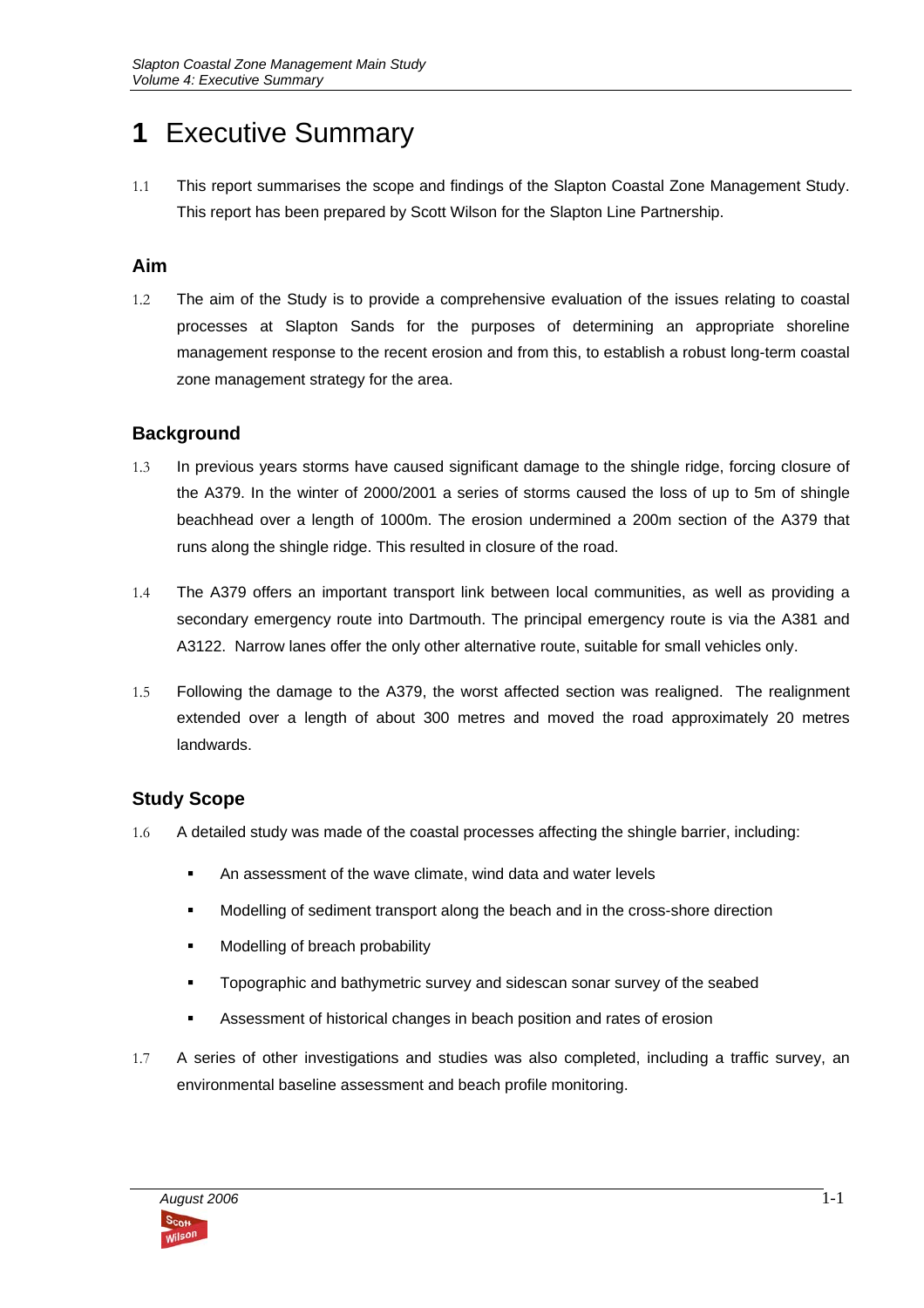# 1 Executive Summary

1.1 This report summarises the scope and findings of the Slapton Coastal Zone Management Study. This report has been prepared by Scott Wilson for the Slapton Line Partnership.

## Aim

1.2 The aim of the Study is to provide a comprehensive evaluation of the issues relating to coastal processes at Slapton Sands for the purposes of determining an appropriate shoreline management response to the recent erosion and from this, to establish a robust long-term coastal zone management strategy for the area.

## Background

1.3 In previous years storms have caused significant damage to the shingle ridge, forcing closure of the A379. In the winter of 2000/2001 a series of storms caused the loss of up to 5m of shingle beachhead over a length of 1000m. The erosion undermined a 200m section of the A379 that runs along the shingle ridge. This resulted in closure of the road.

1.4 The A379 offers an important transport link between local communities, as well as providing a secondary emergency route into Dartmouth. The principal emergency route is via the A381 and A3122. Narrow lanes offer the only other alternative route, suitable for small vehicles only.

1.5 Following the damage to the A379, the worst affected section was realigned. The realignment extended over a length of about 300 metres and moved the road approximately 20 metres landwards.

## Study Scope

1.6 A detailed study was made of the coastal processes affecting the shingle barrier, including:

- An assessment of the wave climate, wind data and water levels
- Modelling of sediment transport along the beach and in the cross-shore direction
- Modelling of breach probability
- Topographic and bathymetric survey and sidescan sonar survey of the seabed
- Assessment of historical changes in beach position and rates of erosion

1.7 A series of other investigations and studies was also completed, including a traffic survey, an environmental baseline assessment and beach profile monitoring.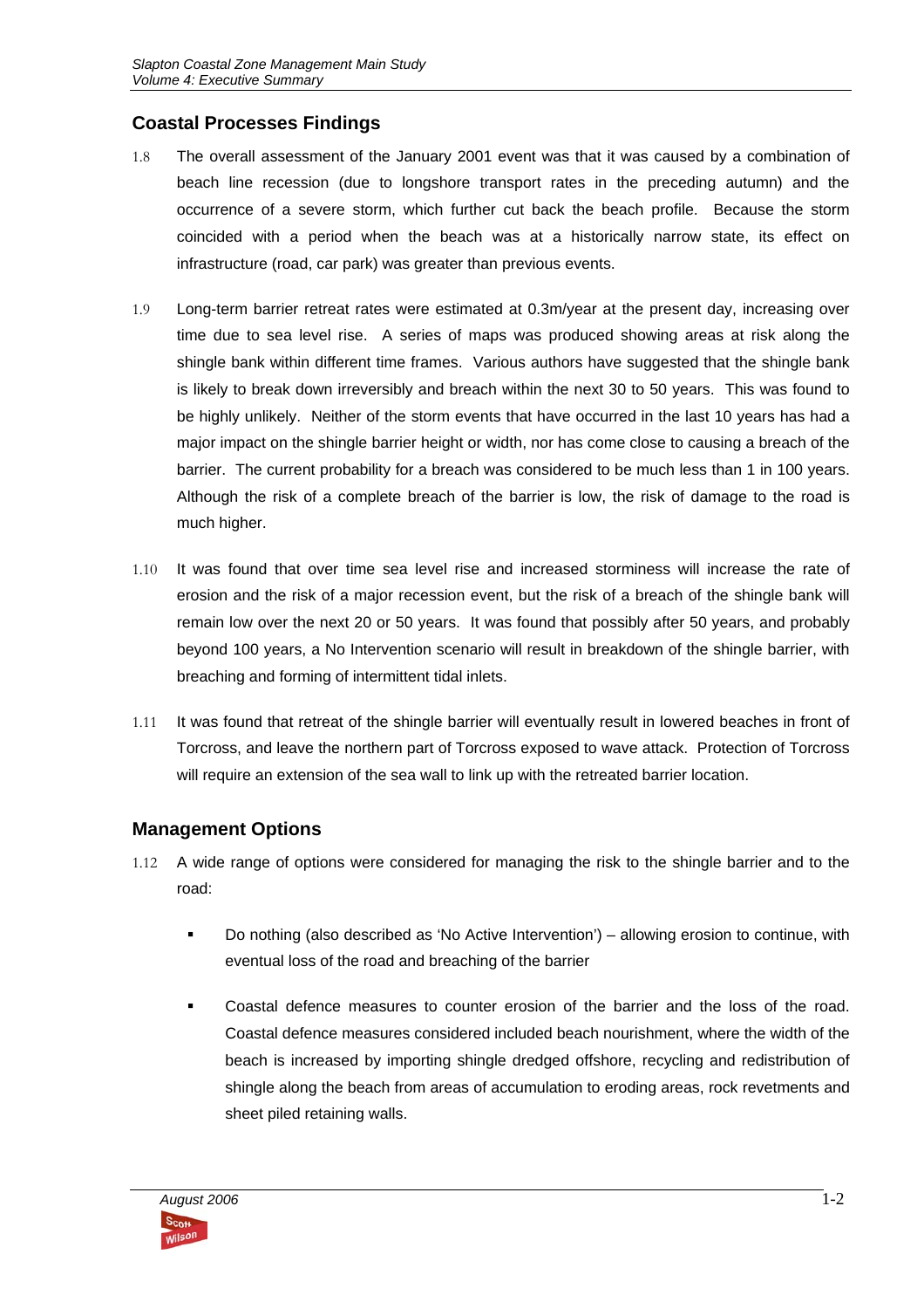## Coastal Processes Findings

1.8 The overall assessment of the January 2001 event was that it was caused by a combination of beach line recession (due to longshore transport rates in the preceding autumn) and the occurrence of a severe storm, which further cut back the beach profile. Because the storm coincided with a period when the beach was at a historically narrow state, its effect on infrastructure (road, car park) was greater than previous events.

1.9 Long-term barrier retreat rates were estimated at 0.3m/year at the present day, increasing over time due to sea level rise. A series of maps was produced showing areas at risk along the shingle bank within different time frames. Various authors have suggested that the shingle bank is likely to break down irreversibly and breach within the next 30 to 50 years. This was found to be highly unlikely. Neither of the storm events that have occurred in the last 10 years has had a major impact on the shingle barrier height or width, nor has come close to causing a breach of the barrier. The current probability for a breach was considered to be much less than 1 in 100 years. Although the risk of a complete breach of the barrier is low, the risk of damage to the road is much higher.

1.10 It was found that over time sea level rise and increased storminess will increase the rate of erosion and the risk of a major recession event, but the risk of a breach of the shingle bank will remain low over the next 20 or 50 years. It was found that possibly after 50 years, and probably beyond 100 years, a No Intervention scenario will result in breakdown of the shingle barrier, with breaching and forming of intermittent tidal inlets.

1.11 It was found that retreat of the shingle barrier will eventually result in lowered beaches in front of Torcross, and leave the northern part of Torcross exposed to wave attack. Protection of Torcross will require an extension of the sea wall to link up with the retreated barrier location.

## Management Options

1.12 A wide range of options were considered for managing the risk to the shingle barrier and to the road:

- Do nothing (also described as 'No Active Intervention') – allowing erosion to continue, with eventual loss of the road and breaching of the barrier

- Coastal defence measures to counter erosion of the barrier and the loss of the road. Coastal defence measures considered included beach nourishment, where the width of the beach is increased by importing shingle dredged offshore, recycling and redistribution of shingle along the beach from areas of accumulation to eroding areas, rock revetments and sheet piled retaining walls.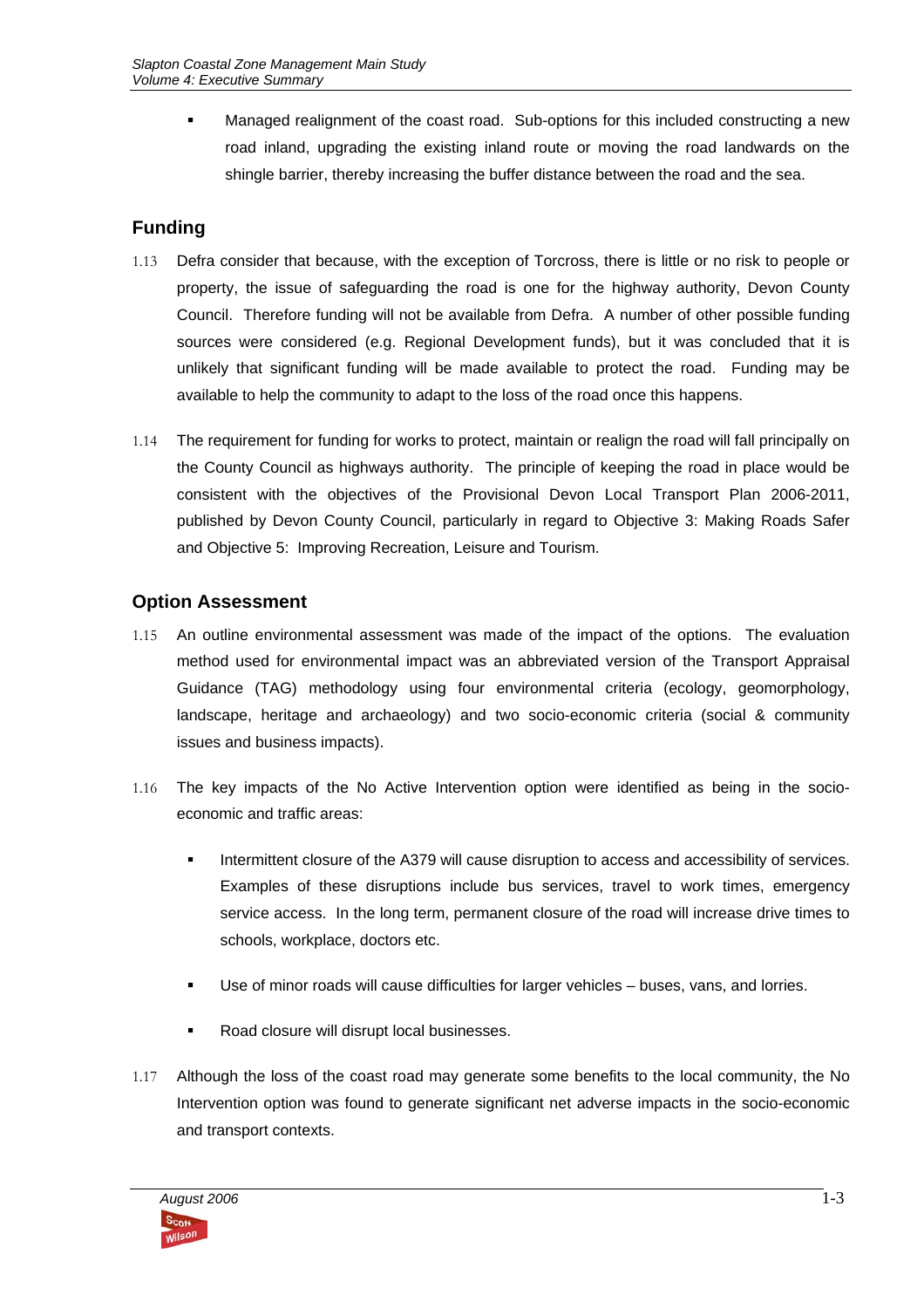- Managed realignment of the coast road. Sub-options for this included constructing a new road inland, upgrading the existing inland route or moving the road landwards on the shingle barrier, thereby increasing the buffer distance between the road and the sea.

## Funding

1.13 Defra consider that because, with the exception of Torcross, there is little or no risk to people or property, the issue of safeguarding the road is one for the highway authority, Devon County Council. Therefore funding will not be available from Defra. A number of other possible funding sources were considered (e.g. Regional Development funds), but it was concluded that it is unlikely that significant funding will be made available to protect the road. Funding may be available to help the community to adapt to the loss of the road once this happens.

1.14 The requirement for funding for works to protect, maintain or realign the road will fall principally on the County Council as highways authority. The principle of keeping the road in place would be consistent with the objectives of the Provisional Devon Local Transport Plan 2006-2011, published by Devon County Council, particularly in regard to Objective 3: Making Roads Safer and Objective 5: Improving Recreation, Leisure and Tourism.

## Option Assessment

1.15 An outline environmental assessment was made of the impact of the options. The evaluation method used for environmental impact was an abbreviated version of the Transport Appraisal Guidance (TAG) methodology using four environmental criteria (ecology, geomorphology, landscape, heritage and archaeology) and two socio-economic criteria (social & community issues and business impacts).

1.16 The key impacts of the No Active Intervention option were identified as being in the socio-economic and traffic areas:

- Intermittent closure of the A379 will cause disruption to access and accessibility of services. Examples of these disruptions include bus services, travel to work times, emergency service access. In the long term, permanent closure of the road will increase drive times to schools, workplace, doctors etc.

- Use of minor roads will cause difficulties for larger vehicles – buses, vans, and lorries.

- Road closure will disrupt local businesses.

1.17 Although the loss of the coast road may generate some benefits to the local community, the No Intervention option was found to generate significant net adverse impacts in the socio-economic and transport contexts.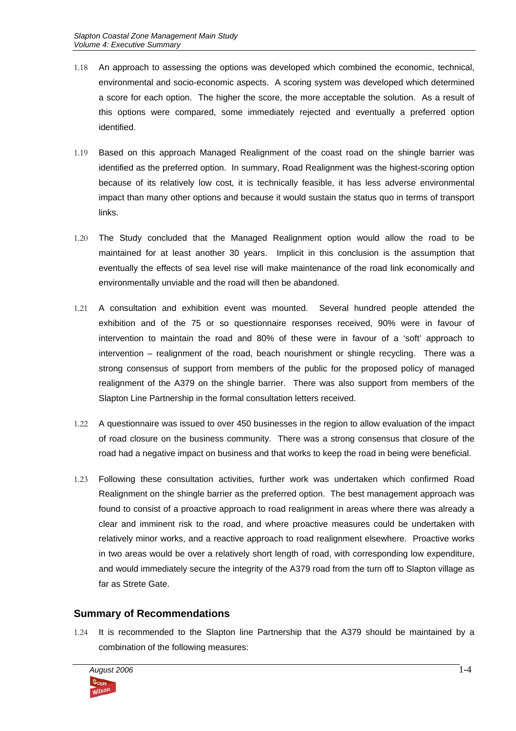1.18 An approach to assessing the options was developed which combined the economic, technical, environmental and socio-economic aspects. A scoring system was developed which determined a score for each option. The higher the score, the more acceptable the solution. As a result of this options were compared, some immediately rejected and eventually a preferred option identified.

1.19 Based on this approach Managed Realignment of the coast road on the shingle barrier was identified as the preferred option. In summary, Road Realignment was the highest-scoring option because of its relatively low cost, it is technically feasible, it has less adverse environmental impact than many other options and because it would sustain the status quo in terms of transport links.

1.20 The Study concluded that the Managed Realignment option would allow the road to be maintained for at least another 30 years. Implicit in this conclusion is the assumption that eventually the effects of sea level rise will make maintenance of the road link economically and environmentally unviable and the road will then be abandoned.

1.21 A consultation and exhibition event was mounted. Several hundred people attended the exhibition and of the 75 or so questionnaire responses received, 90% were in favour of intervention to maintain the road and 80% of these were in favour of a 'soft' approach to intervention – realignment of the road, beach nourishment or shingle recycling. There was a strong consensus of support from members of the public for the proposed policy of managed realignment of the A379 on the shingle barrier. There was also support from members of the Slapton Line Partnership in the formal consultation letters received.

1.22 A questionnaire was issued to over 450 businesses in the region to allow evaluation of the impact of road closure on the business community. There was a strong consensus that closure of the road had a negative impact on business and that works to keep the road in being were beneficial.

1.23 Following these consultation activities, further work was undertaken which confirmed Road Realignment on the shingle barrier as the preferred option. The best management approach was found to consist of a proactive approach to road realignment in areas where there was already a clear and imminent risk to the road, and where proactive measures could be undertaken with relatively minor works, and a reactive approach to road realignment elsewhere. Proactive works in two areas would be over a relatively short length of road, with corresponding low expenditure, and would immediately secure the integrity of the A379 road from the turn off to Slapton village as far as Strete Gate.

## Summary of Recommendations

1.24 It is recommended to the Slapton line Partnership that the A379 should be maintained by a combination of the following measures: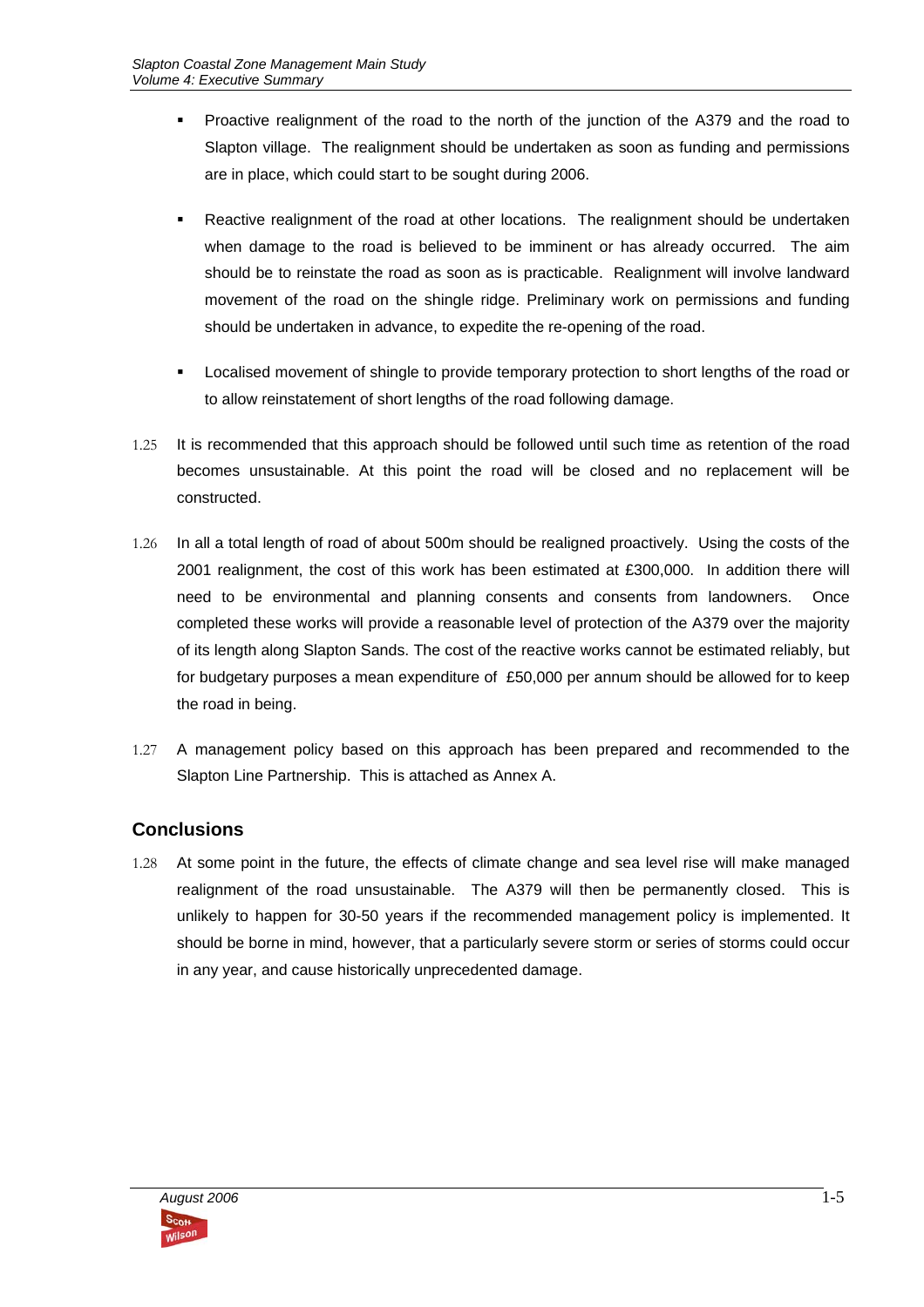- Proactive realignment of the road to the north of the junction of the A379 and the road to Slapton village. The realignment should be undertaken as soon as funding and permissions are in place, which could start to be sought during 2006.

- Reactive realignment of the road at other locations. The realignment should be undertaken when damage to the road is believed to be imminent or has already occurred. The aim should be to reinstate the road as soon as is practicable. Realignment will involve landward movement of the road on the shingle ridge. Preliminary work on permissions and funding should be undertaken in advance, to expedite the re-opening of the road.

- Localised movement of shingle to provide temporary protection to short lengths of the road or to allow reinstatement of short lengths of the road following damage.

1.25 It is recommended that this approach should be followed until such time as retention of the road becomes unsustainable. At this point the road will be closed and no replacement will be constructed.

1.26 In all a total length of road of about 500m should be realigned proactively. Using the costs of the 2001 realignment, the cost of this work has been estimated at £300,000. In addition there will need to be environmental and planning consents and consents from landowners. Once completed these works will provide a reasonable level of protection of the A379 over the majority of its length along Slapton Sands. The cost of the reactive works cannot be estimated reliably, but for budgetary purposes a mean expenditure of £50,000 per annum should be allowed for to keep the road in being.

1.27 A management policy based on this approach has been prepared and recommended to the Slapton Line Partnership. This is attached as Annex A.

## Conclusions

1.28 At some point in the future, the effects of climate change and sea level rise will make managed realignment of the road unsustainable. The A379 will then be permanently closed. This is unlikely to happen for 30-50 years if the recommended management policy is implemented. It should be borne in mind, however, that a particularly severe storm or series of storms could occur in any year, and cause historically unprecedented damage.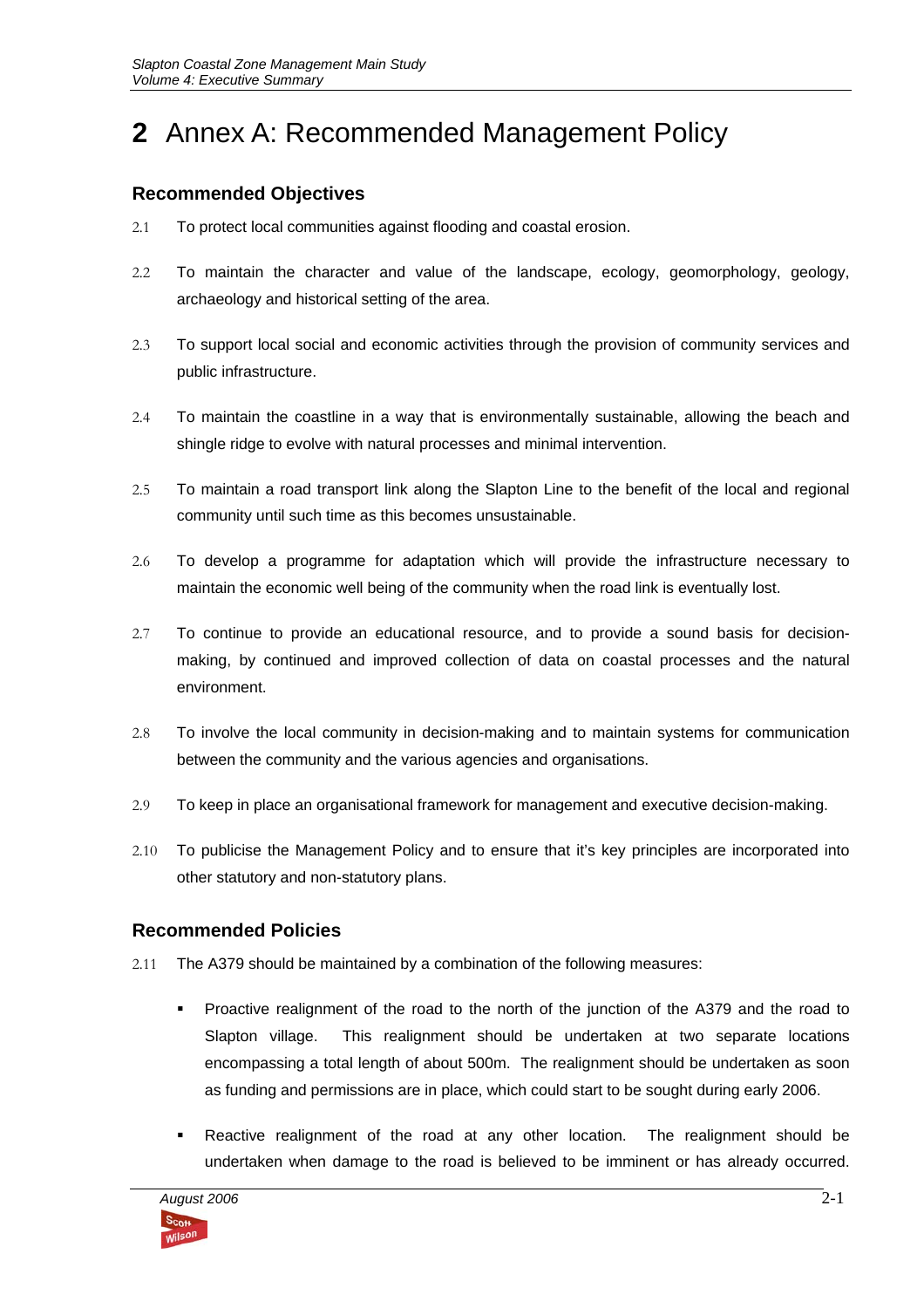# 2 Annex A: Recommended Management Policy

## Recommended Objectives

2.1 To protect local communities against flooding and coastal erosion.

2.2 To maintain the character and value of the landscape, ecology, geomorphology, geology, archaeology and historical setting of the area.

2.3 To support local social and economic activities through the provision of community services and public infrastructure.

2.4 To maintain the coastline in a way that is environmentally sustainable, allowing the beach and shingle ridge to evolve with natural processes and minimal intervention.

2.5 To maintain a road transport link along the Slapton Line to the benefit of the local and regional community until such time as this becomes unsustainable.

2.6 To develop a programme for adaptation which will provide the infrastructure necessary to maintain the economic well being of the community when the road link is eventually lost.

2.7 To continue to provide an educational resource, and to provide a sound basis for decision-making, by continued and improved collection of data on coastal processes and the natural environment.

2.8 To involve the local community in decision-making and to maintain systems for communication between the community and the various agencies and organisations.

2.9 To keep in place an organisational framework for management and executive decision-making.

2.10 To publicise the Management Policy and to ensure that it's key principles are incorporated into other statutory and non-statutory plans.

## Recommended Policies

2.11 The A379 should be maintained by a combination of the following measures:

- Proactive realignment of the road to the north of the junction of the A379 and the road to Slapton village. This realignment should be undertaken at two separate locations encompassing a total length of about 500m. The realignment should be undertaken as soon as funding and permissions are in place, which could start to be sought during early 2006.

- Reactive realignment of the road at any other location. The realignment should be undertaken when damage to the road is believed to be imminent or has already occurred.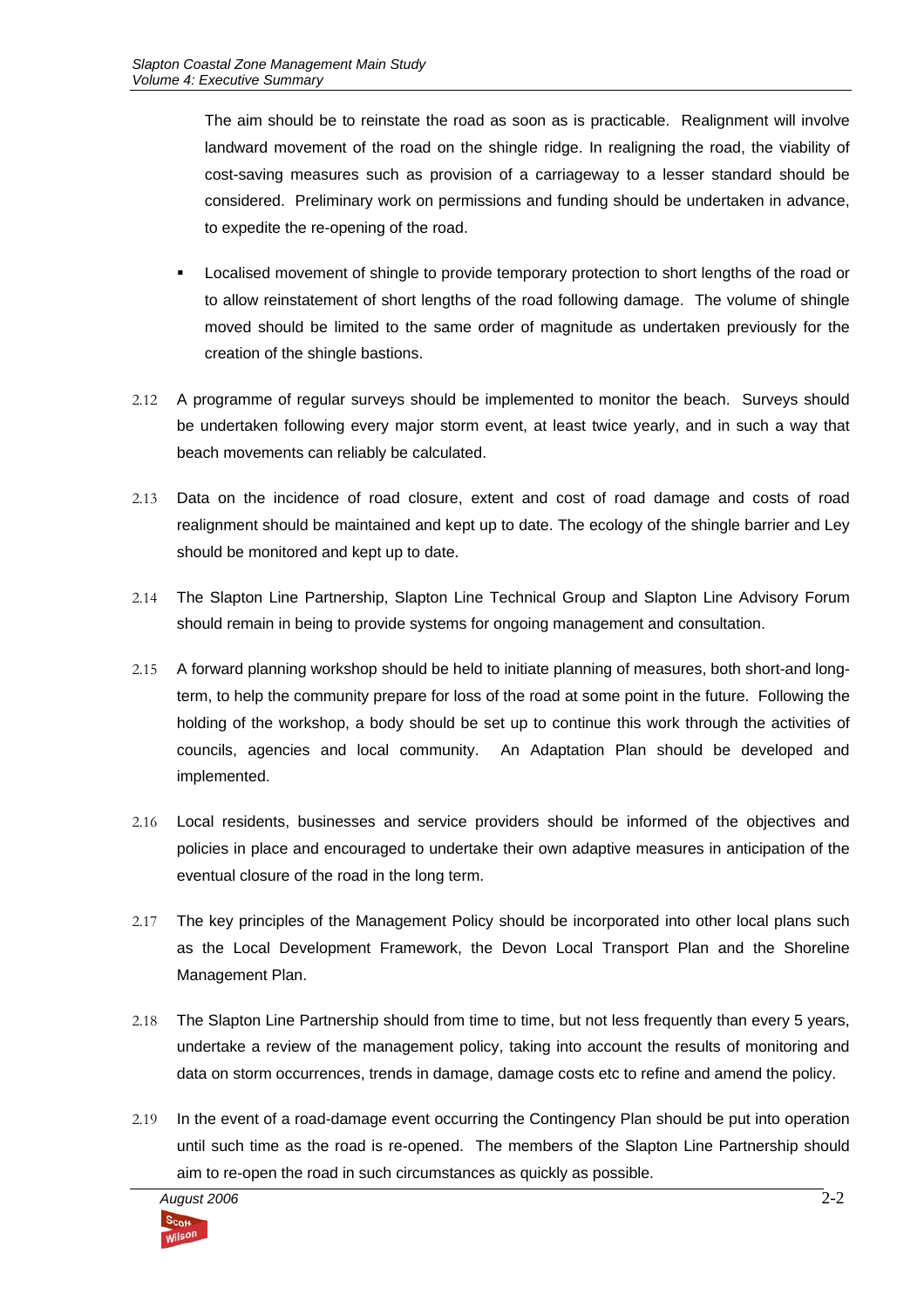The aim should be to reinstate the road as soon as is practicable. Realignment will involve landward movement of the road on the shingle ridge. In realigning the road, the viability of cost-saving measures such as provision of a carriageway to a lesser standard should be considered. Preliminary work on permissions and funding should be undertaken in advance, to expedite the re-opening of the road.

- Localised movement of shingle to provide temporary protection to short lengths of the road or to allow reinstatement of short lengths of the road following damage. The volume of shingle moved should be limited to the same order of magnitude as undertaken previously for the creation of the shingle bastions.

2.12 A programme of regular surveys should be implemented to monitor the beach. Surveys should be undertaken following every major storm event, at least twice yearly, and in such a way that beach movements can reliably be calculated.

2.13 Data on the incidence of road closure, extent and cost of road damage and costs of road realignment should be maintained and kept up to date. The ecology of the shingle barrier and Ley should be monitored and kept up to date.

2.14 The Slapton Line Partnership, Slapton Line Technical Group and Slapton Line Advisory Forum should remain in being to provide systems for ongoing management and consultation.

2.15 A forward planning workshop should be held to initiate planning of measures, both short-and long-term, to help the community prepare for loss of the road at some point in the future. Following the holding of the workshop, a body should be set up to continue this work through the activities of councils, agencies and local community. An Adaptation Plan should be developed and implemented.

2.16 Local residents, businesses and service providers should be informed of the objectives and policies in place and encouraged to undertake their own adaptive measures in anticipation of the eventual closure of the road in the long term.

2.17 The key principles of the Management Policy should be incorporated into other local plans such as the Local Development Framework, the Devon Local Transport Plan and the Shoreline Management Plan.

2.18 The Slapton Line Partnership should from time to time, but not less frequently than every 5 years, undertake a review of the management policy, taking into account the results of monitoring and data on storm occurrences, trends in damage, damage costs etc to refine and amend the policy.

2.19 In the event of a road-damage event occurring the Contingency Plan should be put into operation until such time as the road is re-opened. The members of the Slapton Line Partnership should aim to re-open the road in such circumstances as quickly as possible.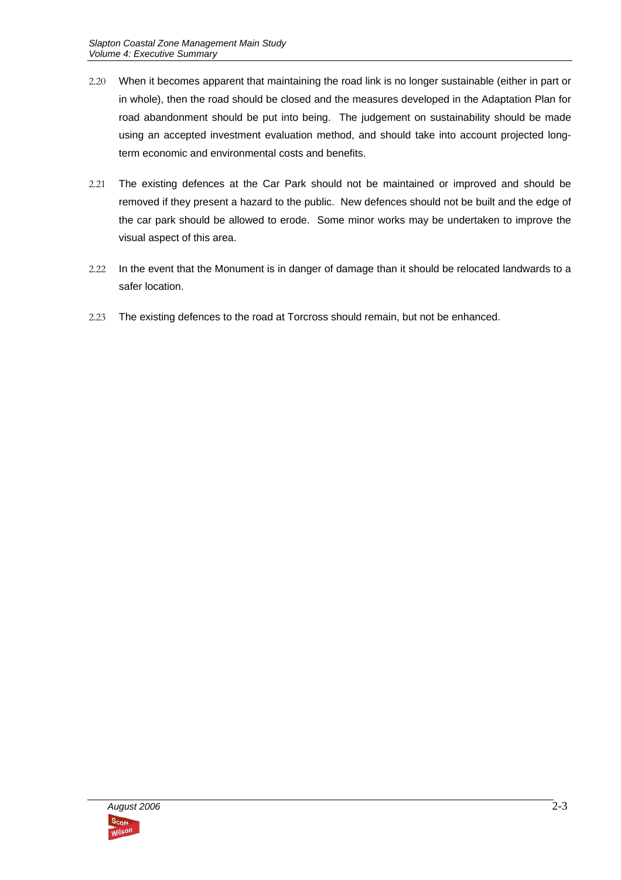2.20 When it becomes apparent that maintaining the road link is no longer sustainable (either in part or in whole), then the road should be closed and the measures developed in the Adaptation Plan for road abandonment should be put into being. The judgement on sustainability should be made using an accepted investment evaluation method, and should take into account projected long-term economic and environmental costs and benefits.

2.21 The existing defences at the Car Park should not be maintained or improved and should be removed if they present a hazard to the public. New defences should not be built and the edge of the car park should be allowed to erode. Some minor works may be undertaken to improve the visual aspect of this area.

2.22 In the event that the Monument is in danger of damage than it should be relocated landwards to a safer location.

2.23 The existing defences to the road at Torcross should remain, but not be enhanced.